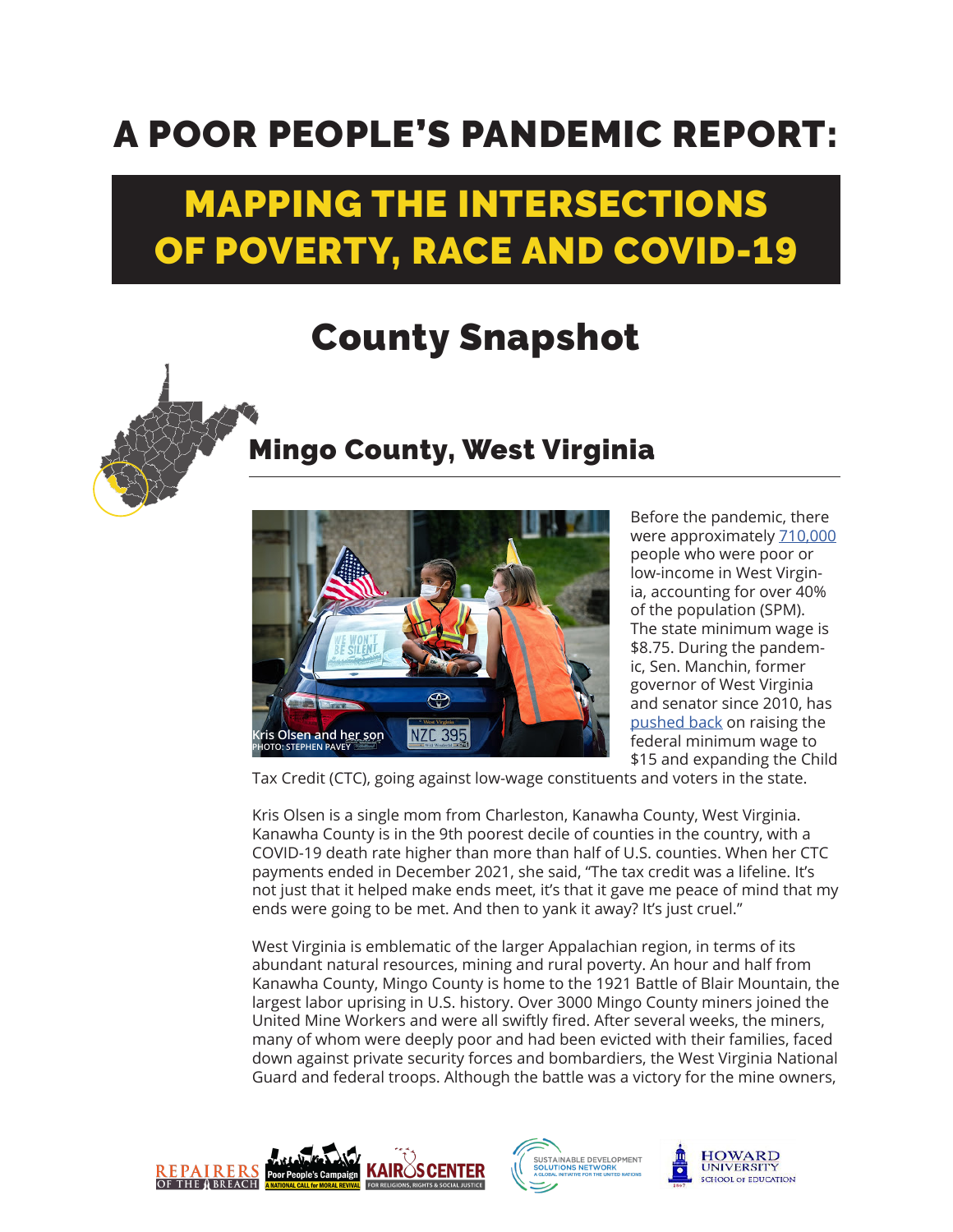# A POOR PEOPLE'S PANDEMIC REPORT:

# MAPPING THE INTERSECTIONS OF POVERTY, RACE AND COVID-19

## County Snapshot

### Mingo County, West Virginia

Kris Olsen and her son
PHOTO: STEPHEN PAVEY

Before the pandemic, there were approximately 710,000 people who were poor or low-income in West Virginia, accounting for over 40% of the population (SPM). The state minimum wage is $8.75. During the pandemic, Sen. Manchin, former governor of West Virginia and senator since 2010, has pushed back on raising the federal minimum wage to $15 and expanding the Child Tax Credit (CTC), going against low-wage constituents and voters in the state.

Kris Olsen is a single mom from Charleston, Kanawha County, West Virginia. Kanawha County is in the 9th poorest decile of counties in the country, with a COVID-19 death rate higher than more than half of U.S. counties. When her CTC payments ended in December 2021, she said, "The tax credit was a lifeline. It's not just that it helped make ends meet, it's that it gave me peace of mind that my ends were going to be met. And then to yank it away? It's just cruel."

West Virginia is emblematic of the larger Appalachian region, in terms of its abundant natural resources, mining and rural poverty. An hour and half from Kanawha County, Mingo County is home to the 1921 Battle of Blair Mountain, the largest labor uprising in U.S. history. Over 3000 Mingo County miners joined the United Mine Workers and were all swiftly fired. After several weeks, the miners, many of whom were deeply poor and had been evicted with their families, faced down against private security forces and bombardiers, the West Virginia National Guard and federal troops. Although the battle was a victory for the mine owners,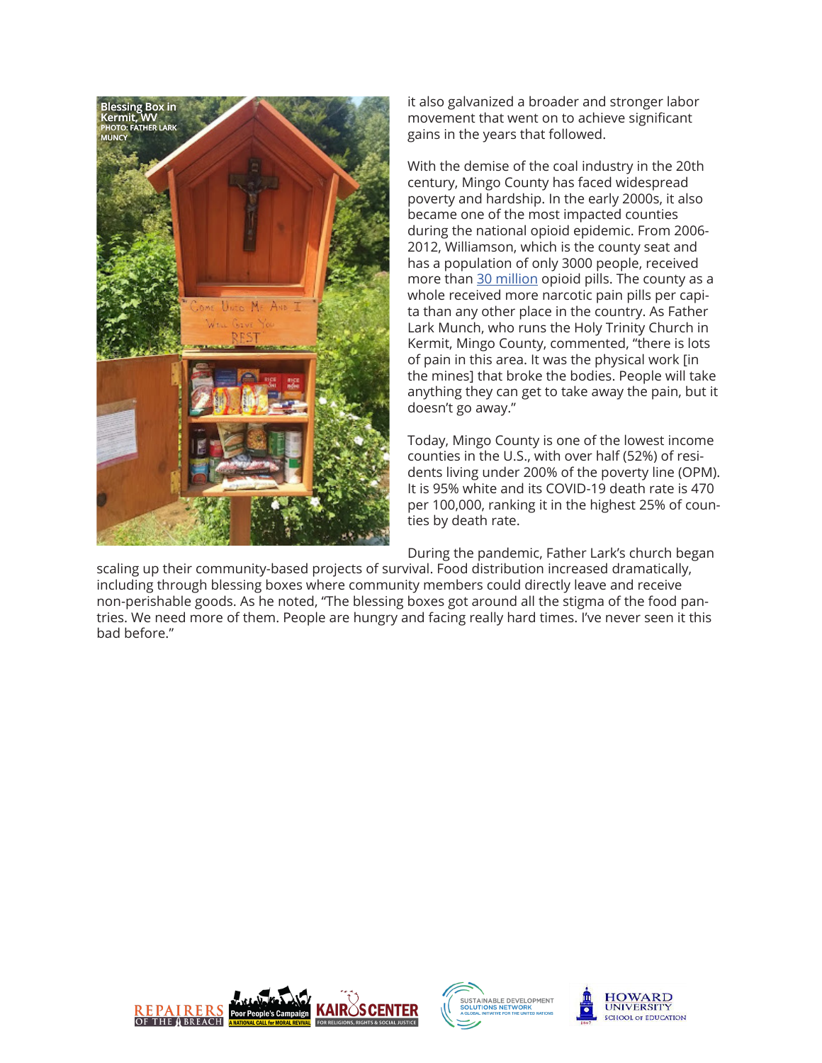Blessing Box in Kermit, WV
PHOTO: FATHER LARK MUNCY

it also galvanized a broader and stronger labor movement that went on to achieve significant gains in the years that followed.

With the demise of the coal industry in the 20th century, Mingo County has faced widespread poverty and hardship. In the early 2000s, it also became one of the most impacted counties during the national opioid epidemic. From 2006-2012, Williamson, which is the county seat and has a population of only 3000 people, received more than [30 million](#) opioid pills. The county as a whole received more narcotic pain pills per capita than any other place in the country. As Father Lark Munch, who runs the Holy Trinity Church in Kermit, Mingo County, commented, "there is lots of pain in this area. It was the physical work [in the mines] that broke the bodies. People will take anything they can get to take away the pain, but it doesn't go away."

Today, Mingo County is one of the lowest income counties in the U.S., with over half (52%) of residents living under 200% of the poverty line (OPM). It is 95% white and its COVID-19 death rate is 470 per 100,000, ranking it in the highest 25% of counties by death rate.

During the pandemic, Father Lark's church began scaling up their community-based projects of survival. Food distribution increased dramatically, including through blessing boxes where community members could directly leave and receive non-perishable goods. As he noted, "The blessing boxes got around all the stigma of the food pantries. We need more of them. People are hungry and facing really hard times. I've never seen it this bad before."